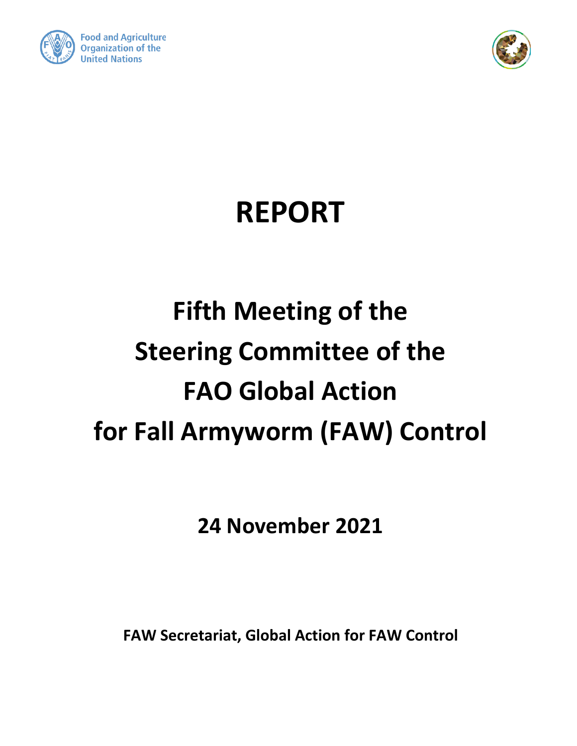Food and Agriculture Organization of the United Nations

# REPORT

# Fifth Meeting of the Steering Committee of the FAO Global Action for Fall Armyworm (FAW) Control

**24 November 2021**

**FAW Secretariat, Global Action for FAW Control**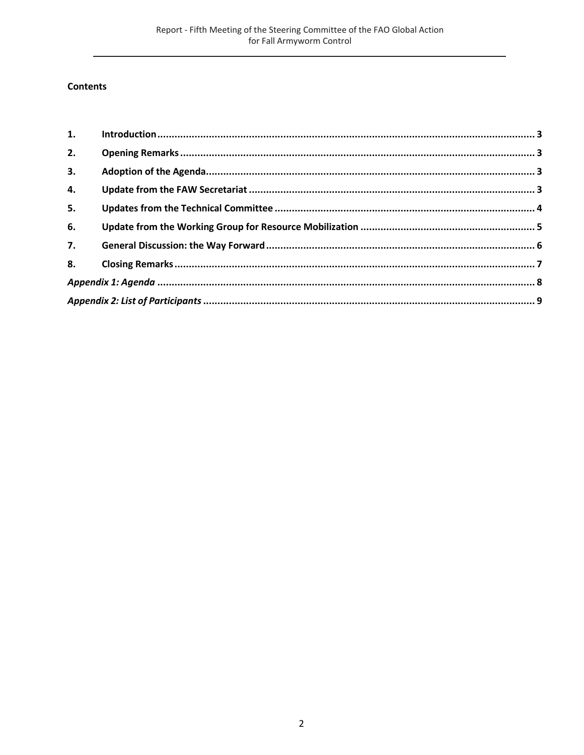**Contents**

| | | |
|---|---|---|
| **1.** | **Introduction** | **3** |
| **2.** | **Opening Remarks** | **3** |
| **3.** | **Adoption of the Agenda** | **3** |
| **4.** | **Update from the FAW Secretariat** | **3** |
| **5.** | **Updates from the Technical Committee** | **4** |
| **6.** | **Update from the Working Group for Resource Mobilization** | **5** |
| **7.** | **General Discussion: the Way Forward** | **6** |
| **8.** | **Closing Remarks** | **7** |
| ***Appendix 1: Agenda*** | | **8** |
| ***Appendix 2: List of Participants*** | | **9** |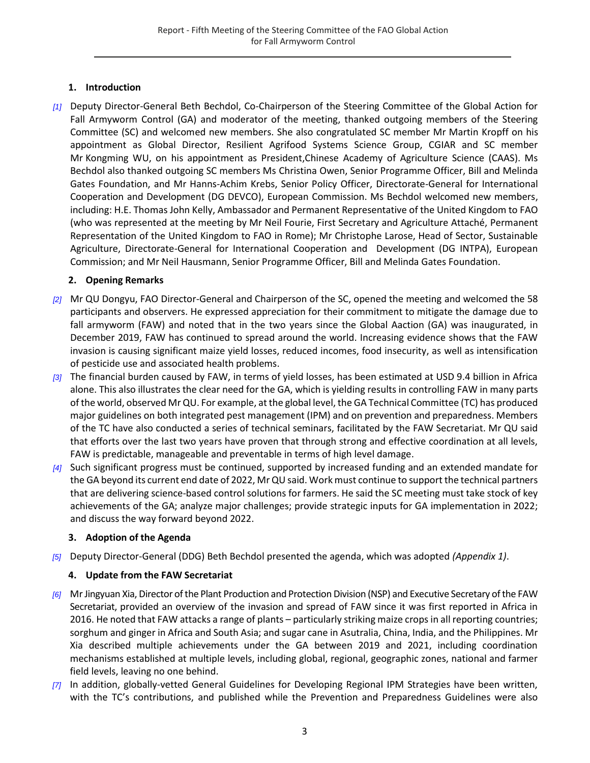## 1. Introduction

*[1]* Deputy Director-General Beth Bechdol, Co-Chairperson of the Steering Committee of the Global Action for Fall Armyworm Control (GA) and moderator of the meeting, thanked outgoing members of the Steering Committee (SC) and welcomed new members. She also congratulated SC member Mr Martin Kropff on his appointment as Global Director, Resilient Agrifood Systems Science Group, CGIAR and SC member Mr Kongming WU, on his appointment as President,Chinese Academy of Agriculture Science (CAAS). Ms Bechdol also thanked outgoing SC members Ms Christina Owen, Senior Programme Officer, Bill and Melinda Gates Foundation, and Mr Hanns-Achim Krebs, Senior Policy Officer, Directorate-General for International Cooperation and Development (DG DEVCO), European Commission. Ms Bechdol welcomed new members, including: H.E. Thomas John Kelly, Ambassador and Permanent Representative of the United Kingdom to FAO (who was represented at the meeting by Mr Neil Fourie, First Secretary and Agriculture Attaché, Permanent Representation of the United Kingdom to FAO in Rome); Mr Christophe Larose, Head of Sector, Sustainable Agriculture, Directorate-General for International Cooperation and Development (DG INTPA), European Commission; and Mr Neil Hausmann, Senior Programme Officer, Bill and Melinda Gates Foundation.

## 2. Opening Remarks

*[2]* Mr QU Dongyu, FAO Director-General and Chairperson of the SC, opened the meeting and welcomed the 58 participants and observers. He expressed appreciation for their commitment to mitigate the damage due to fall armyworm (FAW) and noted that in the two years since the Global Aaction (GA) was inaugurated, in December 2019, FAW has continued to spread around the world. Increasing evidence shows that the FAW invasion is causing significant maize yield losses, reduced incomes, food insecurity, as well as intensification of pesticide use and associated health problems.

*[3]* The financial burden caused by FAW, in terms of yield losses, has been estimated at USD 9.4 billion in Africa alone. This also illustrates the clear need for the GA, which is yielding results in controlling FAW in many parts of the world, observed Mr QU. For example, at the global level, the GA Technical Committee (TC) has produced major guidelines on both integrated pest management (IPM) and on prevention and preparedness. Members of the TC have also conducted a series of technical seminars, facilitated by the FAW Secretariat. Mr QU said that efforts over the last two years have proven that through strong and effective coordination at all levels, FAW is predictable, manageable and preventable in terms of high level damage.

*[4]* Such significant progress must be continued, supported by increased funding and an extended mandate for the GA beyond its current end date of 2022, Mr QU said. Work must continue to support the technical partners that are delivering science-based control solutions for farmers. He said the SC meeting must take stock of key achievements of the GA; analyze major challenges; provide strategic inputs for GA implementation in 2022; and discuss the way forward beyond 2022.

## 3. Adoption of the Agenda

*[5]* Deputy Director-General (DDG) Beth Bechdol presented the agenda, which was adopted *(Appendix 1)*.

## 4. Update from the FAW Secretariat

*[6]* Mr Jingyuan Xia, Director of the Plant Production and Protection Division (NSP) and Executive Secretary of the FAW Secretariat, provided an overview of the invasion and spread of FAW since it was first reported in Africa in 2016. He noted that FAW attacks a range of plants – particularly striking maize crops in all reporting countries; sorghum and ginger in Africa and South Asia; and sugar cane in Asutralia, China, India, and the Philippines. Mr Xia described multiple achievements under the GA between 2019 and 2021, including coordination mechanisms established at multiple levels, including global, regional, geographic zones, national and farmer field levels, leaving no one behind.

*[7]* In addition, globally-vetted General Guidelines for Developing Regional IPM Strategies have been written, with the TC's contributions, and published while the Prevention and Preparedness Guidelines were also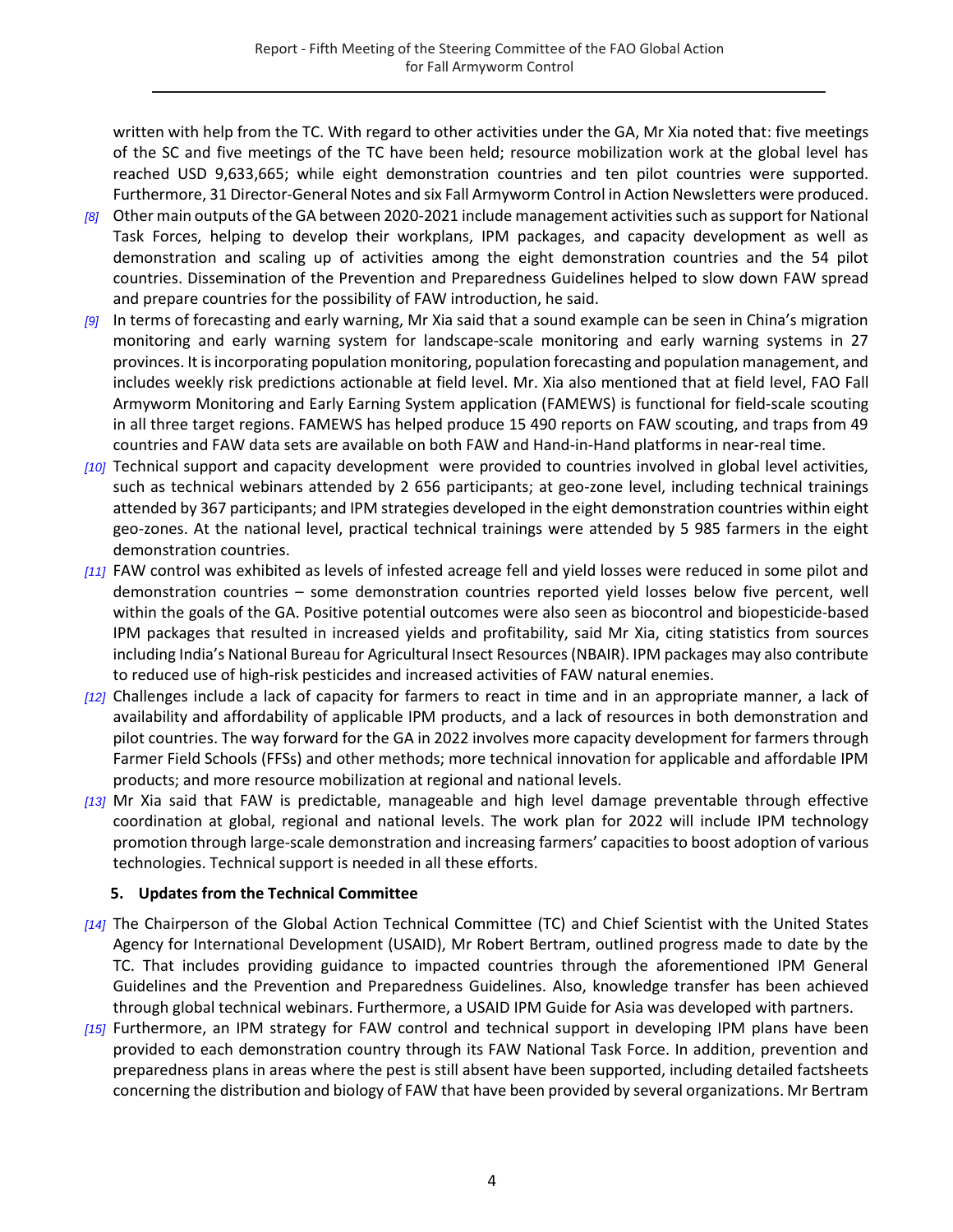written with help from the TC. With regard to other activities under the GA, Mr Xia noted that: five meetings of the SC and five meetings of the TC have been held; resource mobilization work at the global level has reached USD 9,633,665; while eight demonstration countries and ten pilot countries were supported. Furthermore, 31 Director-General Notes and six Fall Armyworm Control in Action Newsletters were produced.

*[8]* Other main outputs of the GA between 2020-2021 include management activities such as support for National Task Forces, helping to develop their workplans, IPM packages, and capacity development as well as demonstration and scaling up of activities among the eight demonstration countries and the 54 pilot countries. Dissemination of the Prevention and Preparedness Guidelines helped to slow down FAW spread and prepare countries for the possibility of FAW introduction, he said.

*[9]* In terms of forecasting and early warning, Mr Xia said that a sound example can be seen in China's migration monitoring and early warning system for landscape-scale monitoring and early warning systems in 27 provinces. It is incorporating population monitoring, population forecasting and population management, and includes weekly risk predictions actionable at field level. Mr. Xia also mentioned that at field level, FAO Fall Armyworm Monitoring and Early Earning System application (FAMEWS) is functional for field-scale scouting in all three target regions. FAMEWS has helped produce 15 490 reports on FAW scouting, and traps from 49 countries and FAW data sets are available on both FAW and Hand-in-Hand platforms in near-real time.

*[10]* Technical support and capacity development were provided to countries involved in global level activities, such as technical webinars attended by 2 656 participants; at geo-zone level, including technical trainings attended by 367 participants; and IPM strategies developed in the eight demonstration countries within eight geo-zones. At the national level, practical technical trainings were attended by 5 985 farmers in the eight demonstration countries.

*[11]* FAW control was exhibited as levels of infested acreage fell and yield losses were reduced in some pilot and demonstration countries – some demonstration countries reported yield losses below five percent, well within the goals of the GA. Positive potential outcomes were also seen as biocontrol and biopesticide-based IPM packages that resulted in increased yields and profitability, said Mr Xia, citing statistics from sources including India's National Bureau for Agricultural Insect Resources (NBAIR). IPM packages may also contribute to reduced use of high-risk pesticides and increased activities of FAW natural enemies.

*[12]* Challenges include a lack of capacity for farmers to react in time and in an appropriate manner, a lack of availability and affordability of applicable IPM products, and a lack of resources in both demonstration and pilot countries. The way forward for the GA in 2022 involves more capacity development for farmers through Farmer Field Schools (FFSs) and other methods; more technical innovation for applicable and affordable IPM products; and more resource mobilization at regional and national levels.

*[13]* Mr Xia said that FAW is predictable, manageable and high level damage preventable through effective coordination at global, regional and national levels. The work plan for 2022 will include IPM technology promotion through large-scale demonstration and increasing farmers' capacities to boost adoption of various technologies. Technical support is needed in all these efforts.

## 5. Updates from the Technical Committee

*[14]* The Chairperson of the Global Action Technical Committee (TC) and Chief Scientist with the United States Agency for International Development (USAID), Mr Robert Bertram, outlined progress made to date by the TC. That includes providing guidance to impacted countries through the aforementioned IPM General Guidelines and the Prevention and Preparedness Guidelines. Also, knowledge transfer has been achieved through global technical webinars. Furthermore, a USAID IPM Guide for Asia was developed with partners.

*[15]* Furthermore, an IPM strategy for FAW control and technical support in developing IPM plans have been provided to each demonstration country through its FAW National Task Force. In addition, prevention and preparedness plans in areas where the pest is still absent have been supported, including detailed factsheets concerning the distribution and biology of FAW that have been provided by several organizations. Mr Bertram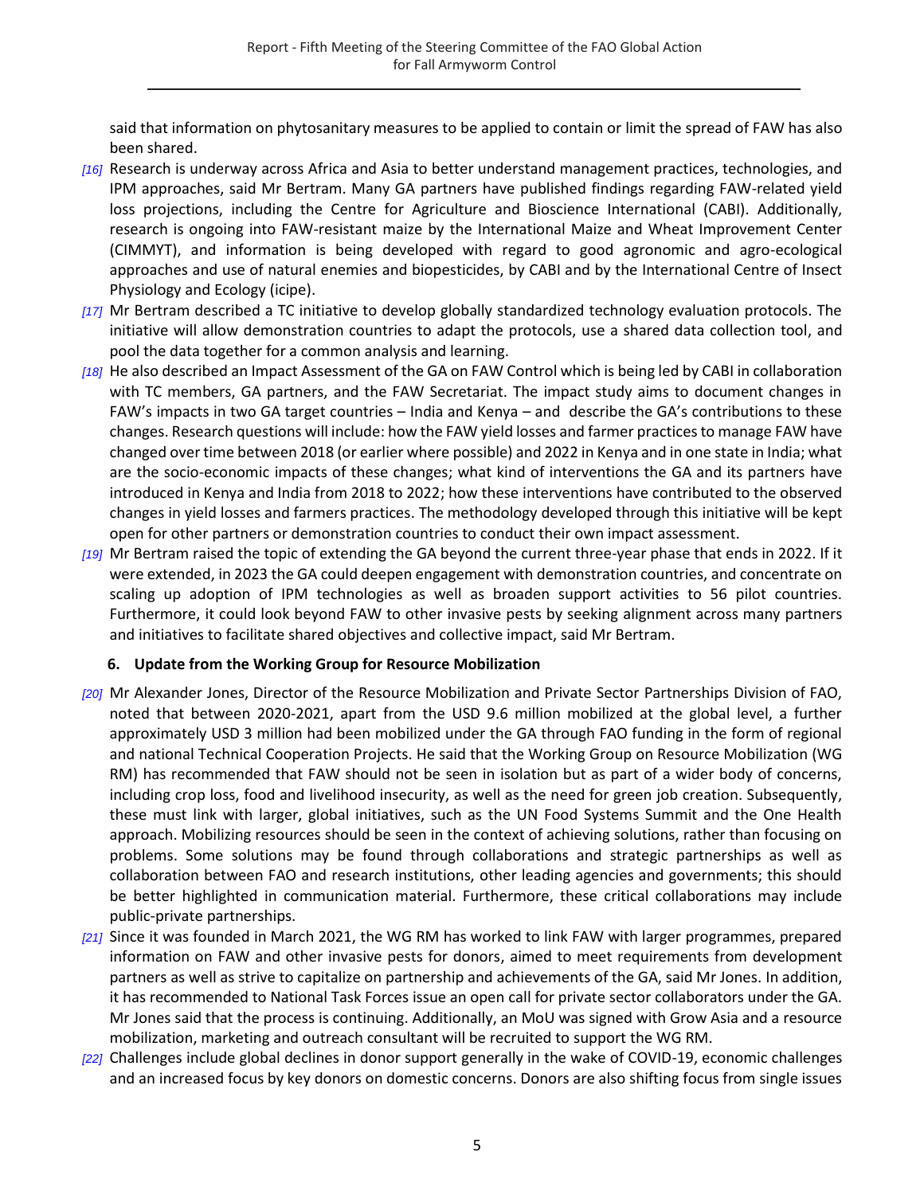said that information on phytosanitary measures to be applied to contain or limit the spread of FAW has also been shared.

*[16]* Research is underway across Africa and Asia to better understand management practices, technologies, and IPM approaches, said Mr Bertram. Many GA partners have published findings regarding FAW-related yield loss projections, including the Centre for Agriculture and Bioscience International (CABI). Additionally, research is ongoing into FAW-resistant maize by the International Maize and Wheat Improvement Center (CIMMYT), and information is being developed with regard to good agronomic and agro-ecological approaches and use of natural enemies and biopesticides, by CABI and by the International Centre of Insect Physiology and Ecology (icipe).

*[17]* Mr Bertram described a TC initiative to develop globally standardized technology evaluation protocols. The initiative will allow demonstration countries to adapt the protocols, use a shared data collection tool, and pool the data together for a common analysis and learning.

*[18]* He also described an Impact Assessment of the GA on FAW Control which is being led by CABI in collaboration with TC members, GA partners, and the FAW Secretariat. The impact study aims to document changes in FAW's impacts in two GA target countries – India and Kenya – and describe the GA's contributions to these changes. Research questions will include: how the FAW yield losses and farmer practices to manage FAW have changed over time between 2018 (or earlier where possible) and 2022 in Kenya and in one state in India; what are the socio-economic impacts of these changes; what kind of interventions the GA and its partners have introduced in Kenya and India from 2018 to 2022; how these interventions have contributed to the observed changes in yield losses and farmers practices. The methodology developed through this initiative will be kept open for other partners or demonstration countries to conduct their own impact assessment.

*[19]* Mr Bertram raised the topic of extending the GA beyond the current three-year phase that ends in 2022. If it were extended, in 2023 the GA could deepen engagement with demonstration countries, and concentrate on scaling up adoption of IPM technologies as well as broaden support activities to 56 pilot countries. Furthermore, it could look beyond FAW to other invasive pests by seeking alignment across many partners and initiatives to facilitate shared objectives and collective impact, said Mr Bertram.

### 6. Update from the Working Group for Resource Mobilization

*[20]* Mr Alexander Jones, Director of the Resource Mobilization and Private Sector Partnerships Division of FAO, noted that between 2020-2021, apart from the USD 9.6 million mobilized at the global level, a further approximately USD 3 million had been mobilized under the GA through FAO funding in the form of regional and national Technical Cooperation Projects. He said that the Working Group on Resource Mobilization (WG RM) has recommended that FAW should not be seen in isolation but as part of a wider body of concerns, including crop loss, food and livelihood insecurity, as well as the need for green job creation. Subsequently, these must link with larger, global initiatives, such as the UN Food Systems Summit and the One Health approach. Mobilizing resources should be seen in the context of achieving solutions, rather than focusing on problems. Some solutions may be found through collaborations and strategic partnerships as well as collaboration between FAO and research institutions, other leading agencies and governments; this should be better highlighted in communication material. Furthermore, these critical collaborations may include public-private partnerships.

*[21]* Since it was founded in March 2021, the WG RM has worked to link FAW with larger programmes, prepared information on FAW and other invasive pests for donors, aimed to meet requirements from development partners as well as strive to capitalize on partnership and achievements of the GA, said Mr Jones. In addition, it has recommended to National Task Forces issue an open call for private sector collaborators under the GA. Mr Jones said that the process is continuing. Additionally, an MoU was signed with Grow Asia and a resource mobilization, marketing and outreach consultant will be recruited to support the WG RM.

*[22]* Challenges include global declines in donor support generally in the wake of COVID-19, economic challenges and an increased focus by key donors on domestic concerns. Donors are also shifting focus from single issues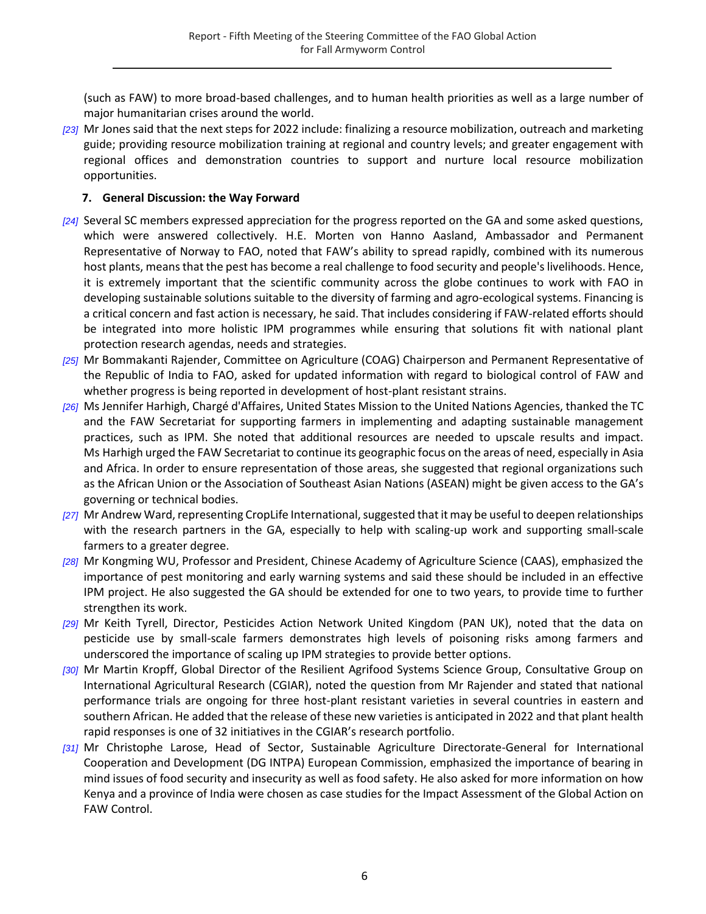(such as FAW) to more broad-based challenges, and to human health priorities as well as a large number of major humanitarian crises around the world.

[23] Mr Jones said that the next steps for 2022 include: finalizing a resource mobilization, outreach and marketing guide; providing resource mobilization training at regional and country levels; and greater engagement with regional offices and demonstration countries to support and nurture local resource mobilization opportunities.

### 7. General Discussion: the Way Forward

[24] Several SC members expressed appreciation for the progress reported on the GA and some asked questions, which were answered collectively. H.E. Morten von Hanno Aasland, Ambassador and Permanent Representative of Norway to FAO, noted that FAW's ability to spread rapidly, combined with its numerous host plants, means that the pest has become a real challenge to food security and people's livelihoods. Hence, it is extremely important that the scientific community across the globe continues to work with FAO in developing sustainable solutions suitable to the diversity of farming and agro-ecological systems. Financing is a critical concern and fast action is necessary, he said. That includes considering if FAW-related efforts should be integrated into more holistic IPM programmes while ensuring that solutions fit with national plant protection research agendas, needs and strategies.

[25] Mr Bommakanti Rajender, Committee on Agriculture (COAG) Chairperson and Permanent Representative of the Republic of India to FAO, asked for updated information with regard to biological control of FAW and whether progress is being reported in development of host-plant resistant strains.

[26] Ms Jennifer Harhigh, Chargé d'Affaires, United States Mission to the United Nations Agencies, thanked the TC and the FAW Secretariat for supporting farmers in implementing and adapting sustainable management practices, such as IPM. She noted that additional resources are needed to upscale results and impact. Ms Harhigh urged the FAW Secretariat to continue its geographic focus on the areas of need, especially in Asia and Africa. In order to ensure representation of those areas, she suggested that regional organizations such as the African Union or the Association of Southeast Asian Nations (ASEAN) might be given access to the GA's governing or technical bodies.

[27] Mr Andrew Ward, representing CropLife International, suggested that it may be useful to deepen relationships with the research partners in the GA, especially to help with scaling-up work and supporting small-scale farmers to a greater degree.

[28] Mr Kongming WU, Professor and President, Chinese Academy of Agriculture Science (CAAS), emphasized the importance of pest monitoring and early warning systems and said these should be included in an effective IPM project. He also suggested the GA should be extended for one to two years, to provide time to further strengthen its work.

[29] Mr Keith Tyrell, Director, Pesticides Action Network United Kingdom (PAN UK), noted that the data on pesticide use by small-scale farmers demonstrates high levels of poisoning risks among farmers and underscored the importance of scaling up IPM strategies to provide better options.

[30] Mr Martin Kropff, Global Director of the Resilient Agrifood Systems Science Group, Consultative Group on International Agricultural Research (CGIAR), noted the question from Mr Rajender and stated that national performance trials are ongoing for three host-plant resistant varieties in several countries in eastern and southern African. He added that the release of these new varieties is anticipated in 2022 and that plant health rapid responses is one of 32 initiatives in the CGIAR's research portfolio.

[31] Mr Christophe Larose, Head of Sector, Sustainable Agriculture Directorate-General for International Cooperation and Development (DG INTPA) European Commission, emphasized the importance of bearing in mind issues of food security and insecurity as well as food safety. He also asked for more information on how Kenya and a province of India were chosen as case studies for the Impact Assessment of the Global Action on FAW Control.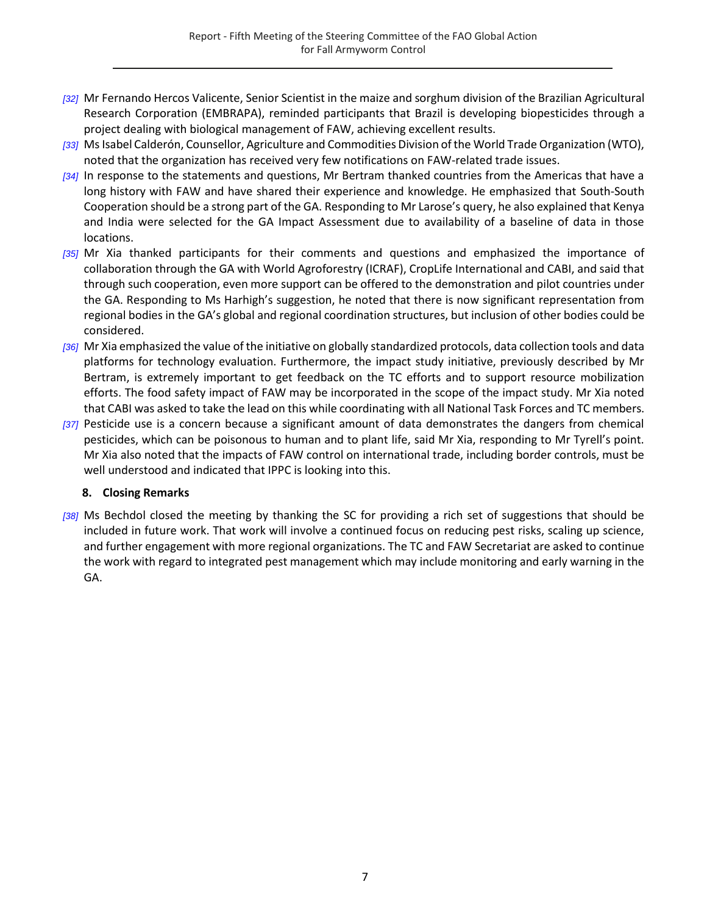[32] Mr Fernando Hercos Valicente, Senior Scientist in the maize and sorghum division of the Brazilian Agricultural Research Corporation (EMBRAPA), reminded participants that Brazil is developing biopesticides through a project dealing with biological management of FAW, achieving excellent results.

[33] Ms Isabel Calderón, Counsellor, Agriculture and Commodities Division of the World Trade Organization (WTO), noted that the organization has received very few notifications on FAW-related trade issues.

[34] In response to the statements and questions, Mr Bertram thanked countries from the Americas that have a long history with FAW and have shared their experience and knowledge. He emphasized that South-South Cooperation should be a strong part of the GA. Responding to Mr Larose's query, he also explained that Kenya and India were selected for the GA Impact Assessment due to availability of a baseline of data in those locations.

[35] Mr Xia thanked participants for their comments and questions and emphasized the importance of collaboration through the GA with World Agroforestry (ICRAF), CropLife International and CABI, and said that through such cooperation, even more support can be offered to the demonstration and pilot countries under the GA. Responding to Ms Harhigh's suggestion, he noted that there is now significant representation from regional bodies in the GA's global and regional coordination structures, but inclusion of other bodies could be considered.

[36] Mr Xia emphasized the value of the initiative on globally standardized protocols, data collection tools and data platforms for technology evaluation. Furthermore, the impact study initiative, previously described by Mr Bertram, is extremely important to get feedback on the TC efforts and to support resource mobilization efforts. The food safety impact of FAW may be incorporated in the scope of the impact study. Mr Xia noted that CABI was asked to take the lead on this while coordinating with all National Task Forces and TC members.

[37] Pesticide use is a concern because a significant amount of data demonstrates the dangers from chemical pesticides, which can be poisonous to human and to plant life, said Mr Xia, responding to Mr Tyrell's point. Mr Xia also noted that the impacts of FAW control on international trade, including border controls, must be well understood and indicated that IPPC is looking into this.

## 8. Closing Remarks

[38] Ms Bechdol closed the meeting by thanking the SC for providing a rich set of suggestions that should be included in future work. That work will involve a continued focus on reducing pest risks, scaling up science, and further engagement with more regional organizations. The TC and FAW Secretariat are asked to continue the work with regard to integrated pest management which may include monitoring and early warning in the GA.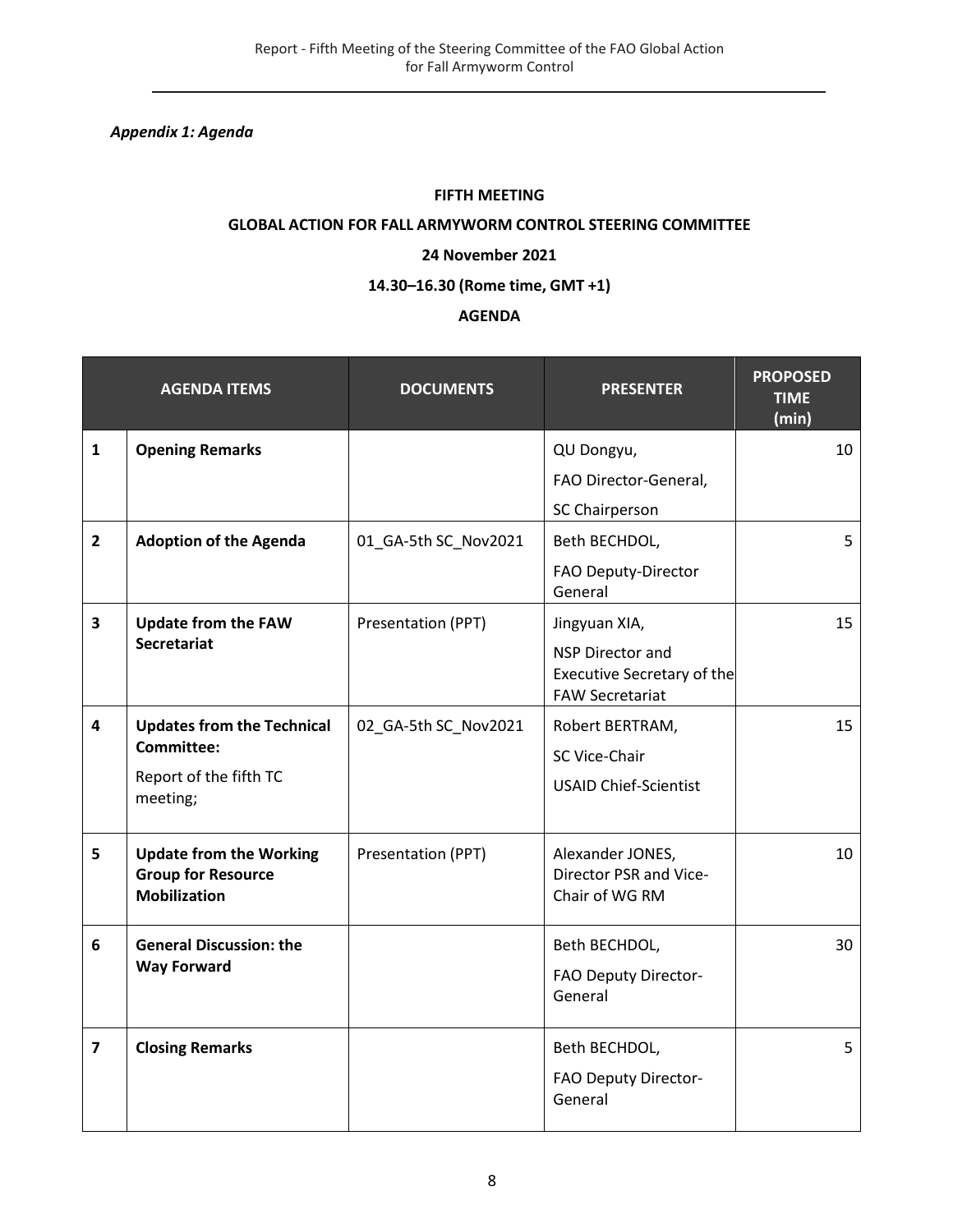*Appendix 1: Agenda*

**FIFTH MEETING**

**GLOBAL ACTION FOR FALL ARMYWORM CONTROL STEERING COMMITTEE**

**24 November 2021**

**14.30–16.30 (Rome time, GMT +1)**

**AGENDA**

| | AGENDA ITEMS | DOCUMENTS | PRESENTER | PROPOSED TIME (min) |
|---|---|---|---|---|
| 1 | **Opening Remarks** | | QU Dongyu, FAO Director-General, SC Chairperson | 10 |
| 2 | **Adoption of the Agenda** | 01_GA-5th SC_Nov2021 | Beth BECHDOL, FAO Deputy-Director General | 5 |
| 3 | **Update from the FAW Secretariat** | Presentation (PPT) | Jingyuan XIA, NSP Director and Executive Secretary of the FAW Secretariat | 15 |
| 4 | **Updates from the Technical Committee:** Report of the fifth TC meeting; | 02_GA-5th SC_Nov2021 | Robert BERTRAM, SC Vice-Chair USAID Chief-Scientist | 15 |
| 5 | **Update from the Working Group for Resource Mobilization** | Presentation (PPT) | Alexander JONES, Director PSR and Vice-Chair of WG RM | 10 |
| 6 | **General Discussion: the Way Forward** | | Beth BECHDOL, FAO Deputy Director-General | 30 |
| 7 | **Closing Remarks** | | Beth BECHDOL, FAO Deputy Director-General | 5 |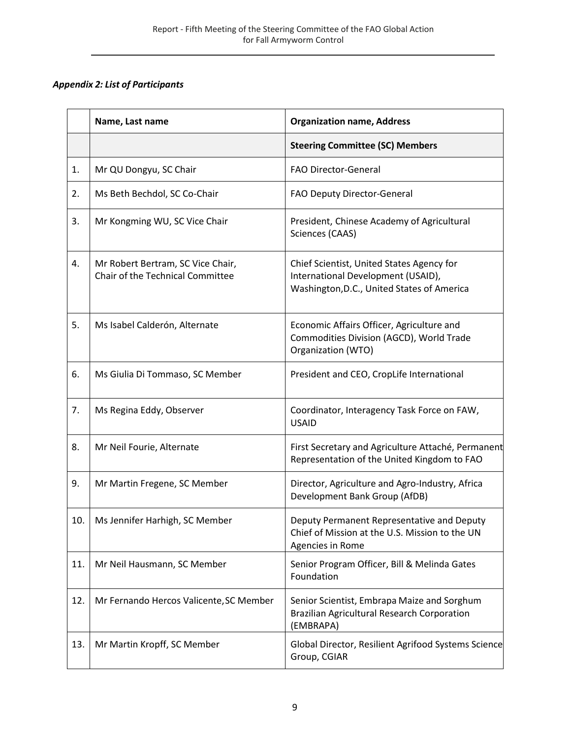***Appendix 2: List of Participants***

| | **Name, Last name** | **Organization name, Address** |
|---|---|---|
| | | **Steering Committee (SC) Members** |
| 1. | Mr QU Dongyu, SC Chair | FAO Director-General |
| 2. | Ms Beth Bechdol, SC Co-Chair | FAO Deputy Director-General |
| 3. | Mr Kongming WU, SC Vice Chair | President, Chinese Academy of Agricultural Sciences (CAAS) |
| 4. | Mr Robert Bertram, SC Vice Chair, Chair of the Technical Committee | Chief Scientist, United States Agency for International Development (USAID), Washington,D.C., United States of America |
| 5. | Ms Isabel Calderón, Alternate | Economic Affairs Officer, Agriculture and Commodities Division (AGCD), World Trade Organization (WTO) |
| 6. | Ms Giulia Di Tommaso, SC Member | President and CEO, CropLife International |
| 7. | Ms Regina Eddy, Observer | Coordinator, Interagency Task Force on FAW, USAID |
| 8. | Mr Neil Fourie, Alternate | First Secretary and Agriculture Attaché, Permanent Representation of the United Kingdom to FAO |
| 9. | Mr Martin Fregene, SC Member | Director, Agriculture and Agro-Industry, Africa Development Bank Group (AfDB) |
| 10. | Ms Jennifer Harhigh, SC Member | Deputy Permanent Representative and Deputy Chief of Mission at the U.S. Mission to the UN Agencies in Rome |
| 11. | Mr Neil Hausmann, SC Member | Senior Program Officer, Bill & Melinda Gates Foundation |
| 12. | Mr Fernando Hercos Valicente, SC Member | Senior Scientist, Embrapa Maize and Sorghum Brazilian Agricultural Research Corporation (EMBRAPA) |
| 13. | Mr Martin Kropff, SC Member | Global Director, Resilient Agrifood Systems Science Group, CGIAR |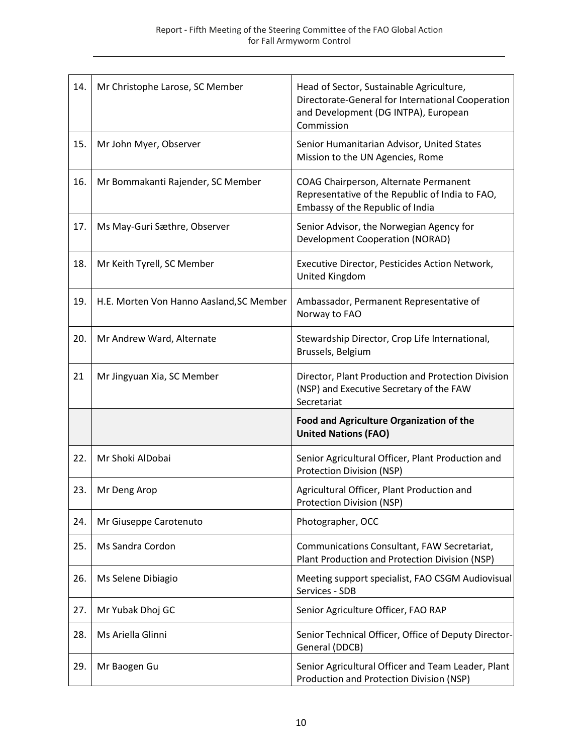| | | |
|---|---|---|
| 14. | Mr Christophe Larose, SC Member | Head of Sector, Sustainable Agriculture, Directorate-General for International Cooperation and Development (DG INTPA), European Commission |
| 15. | Mr John Myer, Observer | Senior Humanitarian Advisor, United States Mission to the UN Agencies, Rome |
| 16. | Mr Bommakanti Rajender, SC Member | COAG Chairperson, Alternate Permanent Representative of the Republic of India to FAO, Embassy of the Republic of India |
| 17. | Ms May-Guri Sæthre, Observer | Senior Advisor, the Norwegian Agency for Development Cooperation (NORAD) |
| 18. | Mr Keith Tyrell, SC Member | Executive Director, Pesticides Action Network, United Kingdom |
| 19. | H.E. Morten Von Hanno Aasland,SC Member | Ambassador, Permanent Representative of Norway to FAO |
| 20. | Mr Andrew Ward, Alternate | Stewardship Director, Crop Life International, Brussels, Belgium |
| 21 | Mr Jingyuan Xia, SC Member | Director, Plant Production and Protection Division (NSP) and Executive Secretary of the FAW Secretariat |
| | | **Food and Agriculture Organization of the United Nations (FAO)** |
| 22. | Mr Shoki AlDobai | Senior Agricultural Officer, Plant Production and Protection Division (NSP) |
| 23. | Mr Deng Arop | Agricultural Officer, Plant Production and Protection Division (NSP) |
| 24. | Mr Giuseppe Carotenuto | Photographer, OCC |
| 25. | Ms Sandra Cordon | Communications Consultant, FAW Secretariat, Plant Production and Protection Division (NSP) |
| 26. | Ms Selene Dibiagio | Meeting support specialist, FAO CSGM Audiovisual Services - SDB |
| 27. | Mr Yubak Dhoj GC | Senior Agriculture Officer, FAO RAP |
| 28. | Ms Ariella Glinni | Senior Technical Officer, Office of Deputy Director-General (DDCB) |
| 29. | Mr Baogen Gu | Senior Agricultural Officer and Team Leader, Plant Production and Protection Division (NSP) |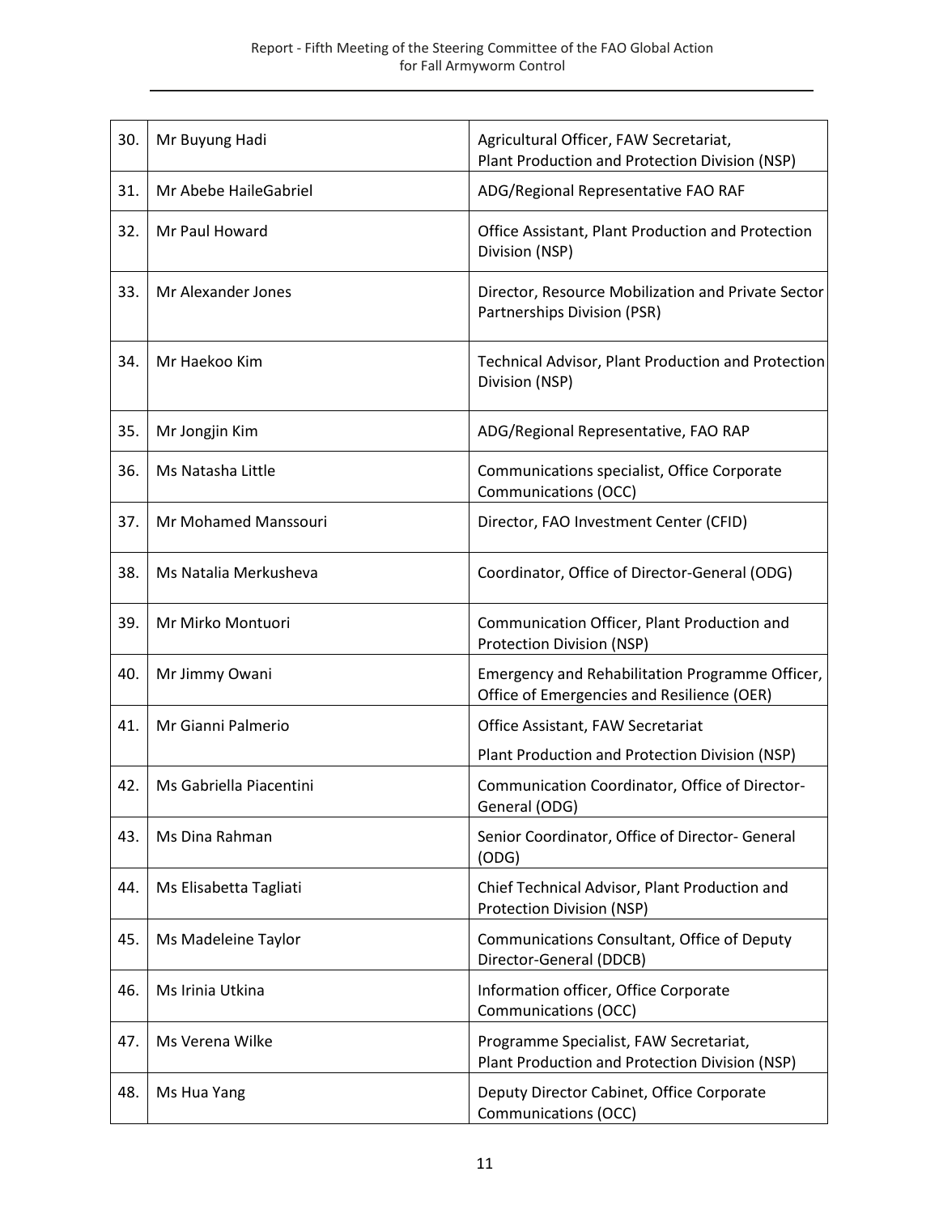| | | |
|---|---|---|
| 30. | Mr Buyung Hadi | Agricultural Officer, FAW Secretariat, Plant Production and Protection Division (NSP) |
| 31. | Mr Abebe HaileGabriel | ADG/Regional Representative FAO RAF |
| 32. | Mr Paul Howard | Office Assistant, Plant Production and Protection Division (NSP) |
| 33. | Mr Alexander Jones | Director, Resource Mobilization and Private Sector Partnerships Division (PSR) |
| 34. | Mr Haekoo Kim | Technical Advisor, Plant Production and Protection Division (NSP) |
| 35. | Mr Jongjin Kim | ADG/Regional Representative, FAO RAP |
| 36. | Ms Natasha Little | Communications specialist, Office Corporate Communications (OCC) |
| 37. | Mr Mohamed Manssouri | Director, FAO Investment Center (CFID) |
| 38. | Ms Natalia Merkusheva | Coordinator, Office of Director-General (ODG) |
| 39. | Mr Mirko Montuori | Communication Officer, Plant Production and Protection Division (NSP) |
| 40. | Mr Jimmy Owani | Emergency and Rehabilitation Programme Officer, Office of Emergencies and Resilience (OER) |
| 41. | Mr Gianni Palmerio | Office Assistant, FAW Secretariat Plant Production and Protection Division (NSP) |
| 42. | Ms Gabriella Piacentini | Communication Coordinator, Office of Director-General (ODG) |
| 43. | Ms Dina Rahman | Senior Coordinator, Office of Director- General (ODG) |
| 44. | Ms Elisabetta Tagliati | Chief Technical Advisor, Plant Production and Protection Division (NSP) |
| 45. | Ms Madeleine Taylor | Communications Consultant, Office of Deputy Director-General (DDCB) |
| 46. | Ms Irinia Utkina | Information officer, Office Corporate Communications (OCC) |
| 47. | Ms Verena Wilke | Programme Specialist, FAW Secretariat, Plant Production and Protection Division (NSP) |
| 48. | Ms Hua Yang | Deputy Director Cabinet, Office Corporate Communications (OCC) |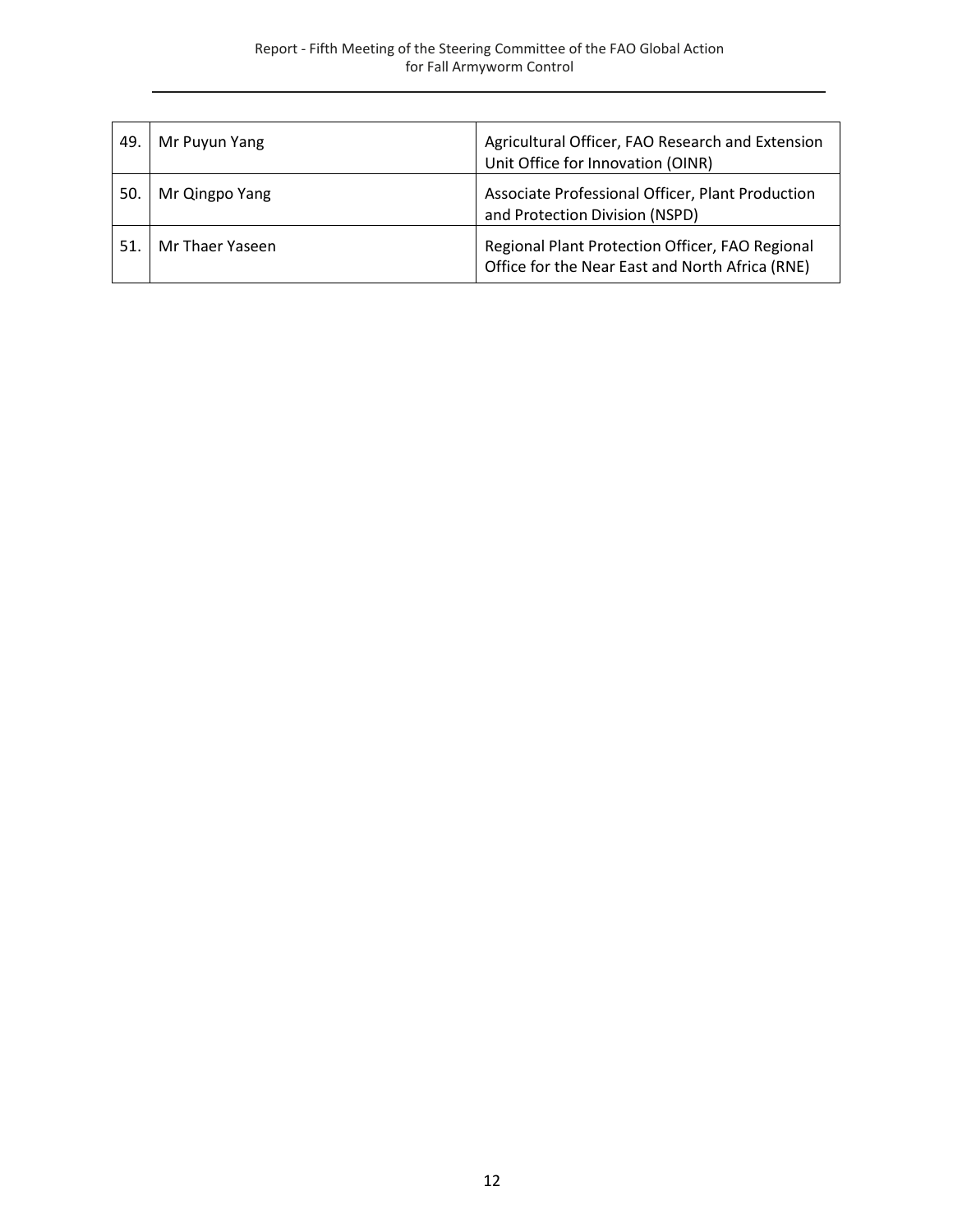| | | |
|---|---|---|
| 49. | Mr Puyun Yang | Agricultural Officer, FAO Research and Extension Unit Office for Innovation (OINR) |
| 50. | Mr Qingpo Yang | Associate Professional Officer, Plant Production and Protection Division (NSPD) |
| 51. | Mr Thaer Yaseen | Regional Plant Protection Officer, FAO Regional Office for the Near East and North Africa (RNE) |